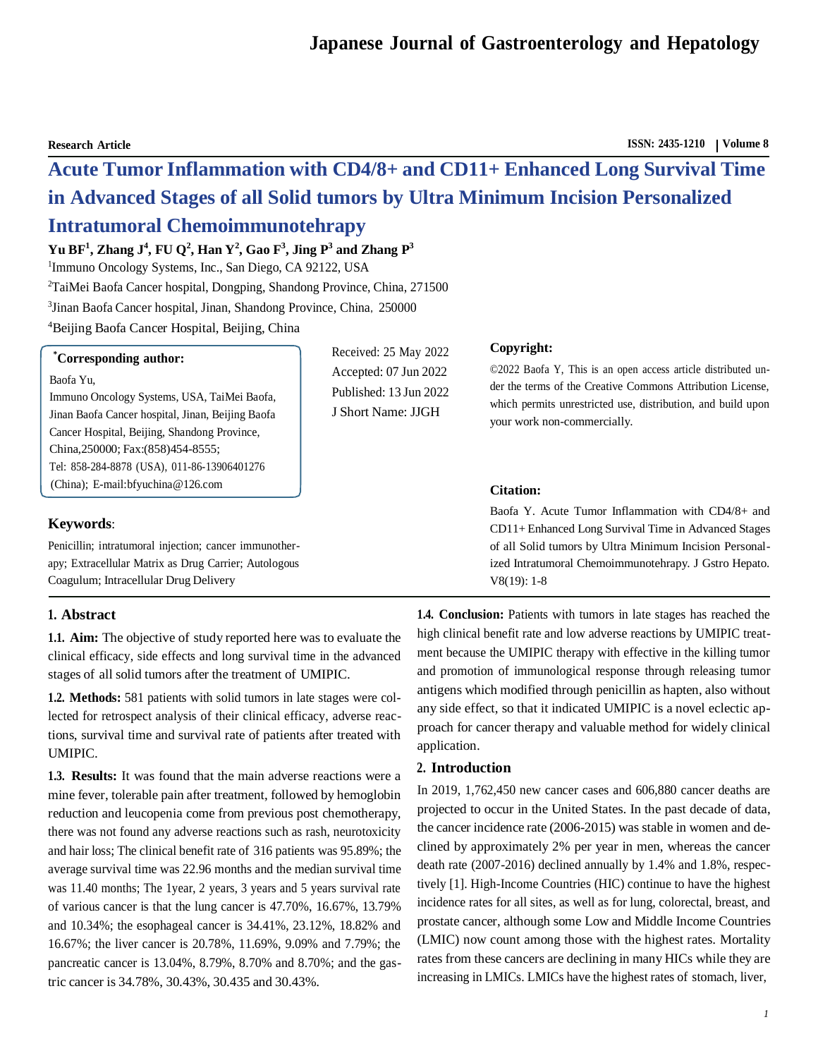Research Article

# Acute Tumor Inflammation with CD4/8+ and CD11+ Enhanced Long Survival Time in Advanced Stages of all Solid tumors by Ultra Minimum Incision Personalized Intratumoral Chemoimmunotehrapy

**Yu BF[1], Zhang J[4], FU Q[2], Han Y[2], Gao F[3], Jing P[3] and Zhang P[3]**

[1]Immuno Oncology Systems, Inc., San Diego, CA 92122, USA

[2]TaiMei Baofa Cancer hospital, Dongping, Shandong Province, China, 271500

[3]Jinan Baofa Cancer hospital, Jinan, Shandong Province, China，250000

[4]Beijing Baofa Cancer Hospital, Beijing, China

**\*Corresponding author:**

Baofa Yu,
Immuno Oncology Systems, USA, TaiMei Baofa, Jinan Baofa Cancer hospital, Jinan, Beijing Baofa Cancer Hospital, Beijing, Shandong Province, China,250000; Fax:(858)454-8555;
Tel: 858-284-8878 (USA), 011-86-13906401276 (China); E-mail:bfyuchina@126.com

Received: 25 May 2022
Accepted: 07 Jun 2022
Published: 13 Jun 2022
J Short Name: JJGH

**Copyright:**

©2022 Baofa Y, This is an open access article distributed under the terms of the Creative Commons Attribution License, which permits unrestricted use, distribution, and build upon your work non-commercially.

**Citation:**

Baofa Y. Acute Tumor Inflammation with CD4/8+ and CD11+ Enhanced Long Survival Time in Advanced Stages of all Solid tumors by Ultra Minimum Incision Personalized Intratumoral Chemoimmunotehrapy. J Gstro Hepato. V8(19): 1-8

**Keywords**:

Penicillin; intratumoral injection; cancer immunotherapy; Extracellular Matrix as Drug Carrier; Autologous Coagulum; Intracellular Drug Delivery

## 1. Abstract

**1.1. Aim:** The objective of study reported here was to evaluate the clinical efficacy, side effects and long survival time in the advanced stages of all solid tumors after the treatment of UMIPIC.

**1.2. Methods:** 581 patients with solid tumors in late stages were collected for retrospect analysis of their clinical efficacy, adverse reactions, survival time and survival rate of patients after treated with UMIPIC.

**1.3. Results:** It was found that the main adverse reactions were a mine fever, tolerable pain after treatment, followed by hemoglobin reduction and leucopenia come from previous post chemotherapy, there was not found any adverse reactions such as rash, neurotoxicity and hair loss; The clinical benefit rate of 316 patients was 95.89%; the average survival time was 22.96 months and the median survival time was 11.40 months; The 1year, 2 years, 3 years and 5 years survival rate of various cancer is that the lung cancer is 47.70%, 16.67%, 13.79% and 10.34%; the esophageal cancer is 34.41%, 23.12%, 18.82% and 16.67%; the liver cancer is 20.78%, 11.69%, 9.09% and 7.79%; the pancreatic cancer is 13.04%, 8.79%, 8.70% and 8.70%; and the gastric cancer is 34.78%, 30.43%, 30.435 and 30.43%.

**1.4. Conclusion:** Patients with tumors in late stages has reached the high clinical benefit rate and low adverse reactions by UMIPIC treatment because the UMIPIC therapy with effective in the killing tumor and promotion of immunological response through releasing tumor antigens which modified through penicillin as hapten, also without any side effect, so that it indicated UMIPIC is a novel eclectic approach for cancer therapy and valuable method for widely clinical application.

## 2. Introduction

In 2019, 1,762,450 new cancer cases and 606,880 cancer deaths are projected to occur in the United States. In the past decade of data, the cancer incidence rate (2006-2015) was stable in women and declined by approximately 2% per year in men, whereas the cancer death rate (2007-2016) declined annually by 1.4% and 1.8%, respectively [1]. High-Income Countries (HIC) continue to have the highest incidence rates for all sites, as well as for lung, colorectal, breast, and prostate cancer, although some Low and Middle Income Countries (LMIC) now count among those with the highest rates. Mortality rates from these cancers are declining in many HICs while they are increasing in LMICs. LMICs have the highest rates of stomach, liver,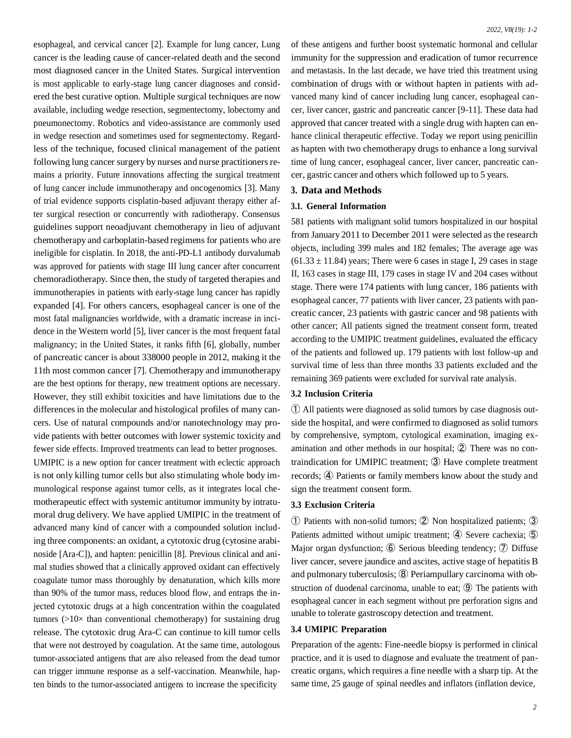esophageal, and cervical cancer [2]. Example for lung cancer, Lung cancer is the leading cause of cancer-related death and the second most diagnosed cancer in the United States. Surgical intervention is most applicable to early-stage lung cancer diagnoses and considered the best curative option. Multiple surgical techniques are now available, including wedge resection, segmentectomy, lobectomy and pneumonectomy. Robotics and video-assistance are commonly used in wedge resection and sometimes used for segmentectomy. Regardless of the technique, focused clinical management of the patient following lung cancer surgery by nurses and nurse practitioners remains a priority. Future innovations affecting the surgical treatment of lung cancer include immunotherapy and oncogenomics [3]. Many of trial evidence supports cisplatin-based adjuvant therapy either after surgical resection or concurrently with radiotherapy. Consensus guidelines support neoadjuvant chemotherapy in lieu of adjuvant chemotherapy and carboplatin-based regimens for patients who are ineligible for cisplatin. In 2018, the anti-PD-L1 antibody durvalumab was approved for patients with stage III lung cancer after concurrent chemoradiotherapy. Since then, the study of targeted therapies and immunotherapies in patients with early-stage lung cancer has rapidly expanded [4]. For others cancers, esophageal cancer is one of the most fatal malignancies worldwide, with a dramatic increase in incidence in the Western world [5], liver cancer is the most frequent fatal malignancy; in the United States, it ranks fifth [6], globally, number of pancreatic cancer is about 338000 people in 2012, making it the 11th most common cancer [7]. Chemotherapy and immunotherapy are the best options for therapy, new treatment options are necessary. However, they still exhibit toxicities and have limitations due to the differences in the molecular and histological profiles of many cancers. Use of natural compounds and/or nanotechnology may provide patients with better outcomes with lower systemic toxicity and fewer side effects. Improved treatments can lead to better prognoses.

UMIPIC is a new option for cancer treatment with eclectic approach is not only killing tumor cells but also stimulating whole body immunological response against tumor cells, as it integrates local chemotherapeutic effect with systemic antitumor immunity by intratumoral drug delivery. We have applied UMIPIC in the treatment of advanced many kind of cancer with a compounded solution including three components: an oxidant, a cytotoxic drug (cytosine arabinoside [Ara-C]), and hapten: penicillin [8]. Previous clinical and animal studies showed that a clinically approved oxidant can effectively coagulate tumor mass thoroughly by denaturation, which kills more than 90% of the tumor mass, reduces blood flow, and entraps the injected cytotoxic drugs at a high concentration within the coagulated tumors (>10× than conventional chemotherapy) for sustaining drug release. The cytotoxic drug Ara-C can continue to kill tumor cells that were not destroyed by coagulation. At the same time, autologous tumor-associated antigens that are also released from the dead tumor can trigger immune response as a self-vaccination. Meanwhile, hapten binds to the tumor-associated antigens to increase the specificity of these antigens and further boost systematic hormonal and cellular immunity for the suppression and eradication of tumor recurrence and metastasis. In the last decade, we have tried this treatment using combination of drugs with or without hapten in patients with advanced many kind of cancer including lung cancer, esophageal cancer, liver cancer, gastric and pancreatic cancer [9-11]. These data had approved that cancer treated with a single drug with hapten can enhance clinical therapeutic effective. Today we report using penicillin as hapten with two chemotherapy drugs to enhance a long survival time of lung cancer, esophageal cancer, liver cancer, pancreatic cancer, gastric cancer and others which followed up to 5 years.

## 3. Data and Methods

### 3.1. General Information

581 patients with malignant solid tumors hospitalized in our hospital from January 2011 to December 2011 were selected as the research objects, including 399 males and 182 females; The average age was (61.33 ± 11.84) years; There were 6 cases in stage I, 29 cases in stage II, 163 cases in stage III, 179 cases in stage IV and 204 cases without stage. There were 174 patients with lung cancer, 186 patients with esophageal cancer, 77 patients with liver cancer, 23 patients with pancreatic cancer, 23 patients with gastric cancer and 98 patients with other cancer; All patients signed the treatment consent form, treated according to the UMIPIC treatment guidelines, evaluated the efficacy of the patients and followed up. 179 patients with lost follow-up and survival time of less than three months 33 patients excluded and the remaining 369 patients were excluded for survival rate analysis.

### 3.2 Inclusion Criteria

① All patients were diagnosed as solid tumors by case diagnosis outside the hospital, and were confirmed to diagnosed as solid tumors by comprehensive, symptom, cytological examination, imaging examination and other methods in our hospital; ② There was no contraindication for UMIPIC treatment; ③ Have complete treatment records; ④ Patients or family members know about the study and sign the treatment consent form.

### 3.3 Exclusion Criteria

① Patients with non-solid tumors; ② Non hospitalized patients; ③ Patients admitted without umipic treatment; ④ Severe cachexia; ⑤ Major organ dysfunction; ⑥ Serious bleeding tendency; ⑦ Diffuse liver cancer, severe jaundice and ascites, active stage of hepatitis B and pulmonary tuberculosis; ⑧ Periampullary carcinoma with obstruction of duodenal carcinoma, unable to eat; ⑨ The patients with esophageal cancer in each segment without pre perforation signs and unable to tolerate gastroscopy detection and treatment.

### 3.4 UMIPIC Preparation

Preparation of the agents: Fine-needle biopsy is performed in clinical practice, and it is used to diagnose and evaluate the treatment of pancreatic organs, which requires a fine needle with a sharp tip. At the same time, 25 gauge of spinal needles and inflators (inflation device,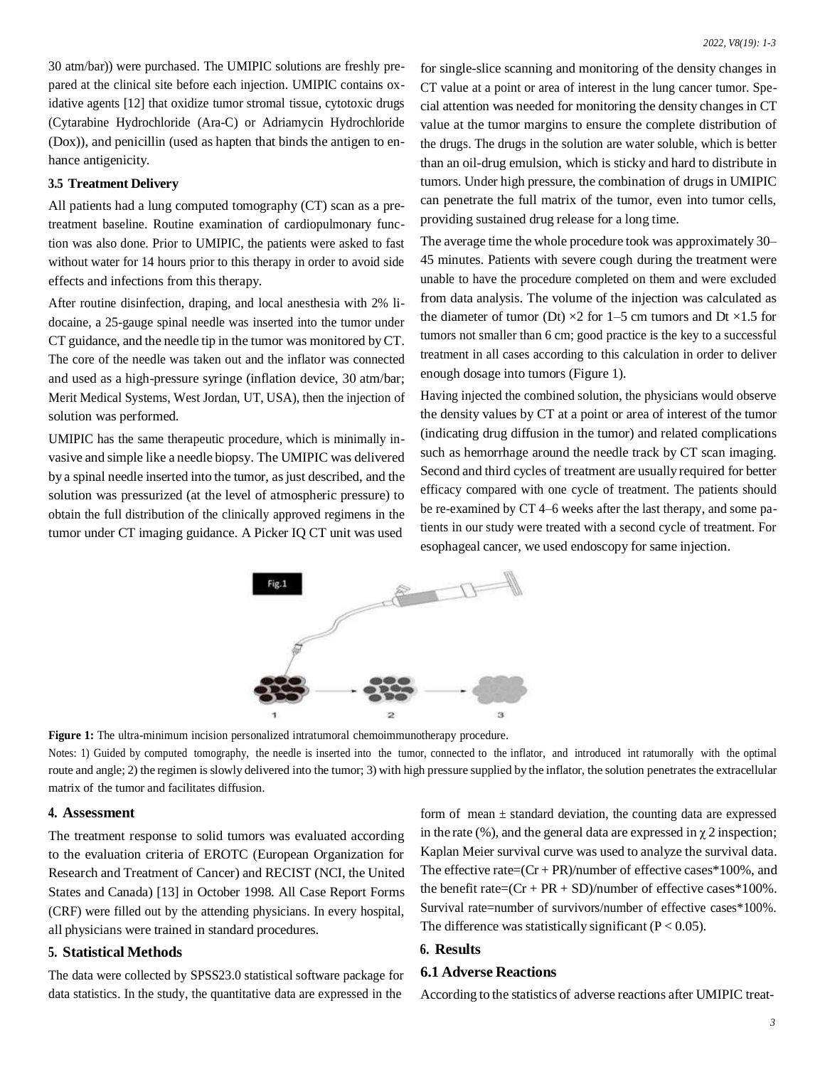30 atm/bar)) were purchased. The UMIPIC solutions are freshly prepared at the clinical site before each injection. UMIPIC contains oxidative agents [12] that oxidize tumor stromal tissue, cytotoxic drugs (Cytarabine Hydrochloride (Ara-C) or Adriamycin Hydrochloride (Dox)), and penicillin (used as hapten that binds the antigen to enhance antigenicity.

### 3.5 Treatment Delivery

All patients had a lung computed tomography (CT) scan as a pretreatment baseline. Routine examination of cardiopulmonary function was also done. Prior to UMIPIC, the patients were asked to fast without water for 14 hours prior to this therapy in order to avoid side effects and infections from this therapy.

After routine disinfection, draping, and local anesthesia with 2% lidocaine, a 25-gauge spinal needle was inserted into the tumor under CT guidance, and the needle tip in the tumor was monitored by CT. The core of the needle was taken out and the inflator was connected and used as a high-pressure syringe (inflation device, 30 atm/bar; Merit Medical Systems, West Jordan, UT, USA), then the injection of solution was performed.

UMIPIC has the same therapeutic procedure, which is minimally invasive and simple like a needle biopsy. The UMIPIC was delivered by a spinal needle inserted into the tumor, as just described, and the solution was pressurized (at the level of atmospheric pressure) to obtain the full distribution of the clinically approved regimens in the tumor under CT imaging guidance. A Picker IQ CT unit was used for single-slice scanning and monitoring of the density changes in CT value at a point or area of interest in the lung cancer tumor. Special attention was needed for monitoring the density changes in CT value at the tumor margins to ensure the complete distribution of the drugs. The drugs in the solution are water soluble, which is better than an oil-drug emulsion, which is sticky and hard to distribute in tumors. Under high pressure, the combination of drugs in UMIPIC can penetrate the full matrix of the tumor, even into tumor cells, providing sustained drug release for a long time.

The average time the whole procedure took was approximately 30–45 minutes. Patients with severe cough during the treatment were unable to have the procedure completed on them and were excluded from data analysis. The volume of the injection was calculated as the diameter of tumor (Dt) ×2 for 1–5 cm tumors and Dt ×1.5 for tumors not smaller than 6 cm; good practice is the key to a successful treatment in all cases according to this calculation in order to deliver enough dosage into tumors (Figure 1).

Having injected the combined solution, the physicians would observe the density values by CT at a point or area of interest of the tumor (indicating drug diffusion in the tumor) and related complications such as hemorrhage around the needle track by CT scan imaging. Second and third cycles of treatment are usually required for better efficacy compared with one cycle of treatment. The patients should be re-examined by CT 4–6 weeks after the last therapy, and some patients in our study were treated with a second cycle of treatment. For esophageal cancer, we used endoscopy for same injection.

**Figure 1:** The ultra-minimum incision personalized intratumoral chemoimmunotherapy procedure.

Notes: 1) Guided by computed tomography, the needle is inserted into the tumor, connected to the inflator, and introduced int ratumorally with the optimal route and angle; 2) the regimen is slowly delivered into the tumor; 3) with high pressure supplied by the inflator, the solution penetrates the extracellular matrix of the tumor and facilitates diffusion.

## 4. Assessment

The treatment response to solid tumors was evaluated according to the evaluation criteria of EROTC (European Organization for Research and Treatment of Cancer) and RECIST (NCI, the United States and Canada) [13] in October 1998. All Case Report Forms (CRF) were filled out by the attending physicians. In every hospital, all physicians were trained in standard procedures.

## 5. Statistical Methods

The data were collected by SPSS23.0 statistical software package for data statistics. In the study, the quantitative data are expressed in the form of mean ± standard deviation, the counting data are expressed in the rate (%), and the general data are expressed in $\chi$ 2 inspection; Kaplan Meier survival curve was used to analyze the survival data. The effective rate=(Cr + PR)/number of effective cases*100%, and the benefit rate=(Cr + PR + SD)/number of effective cases*100%. Survival rate=number of survivors/number of effective cases*100%. The difference was statistically significant ($P < 0.05$).

## 6. Results

### 6.1 Adverse Reactions

According to the statistics of adverse reactions after UMIPIC treat-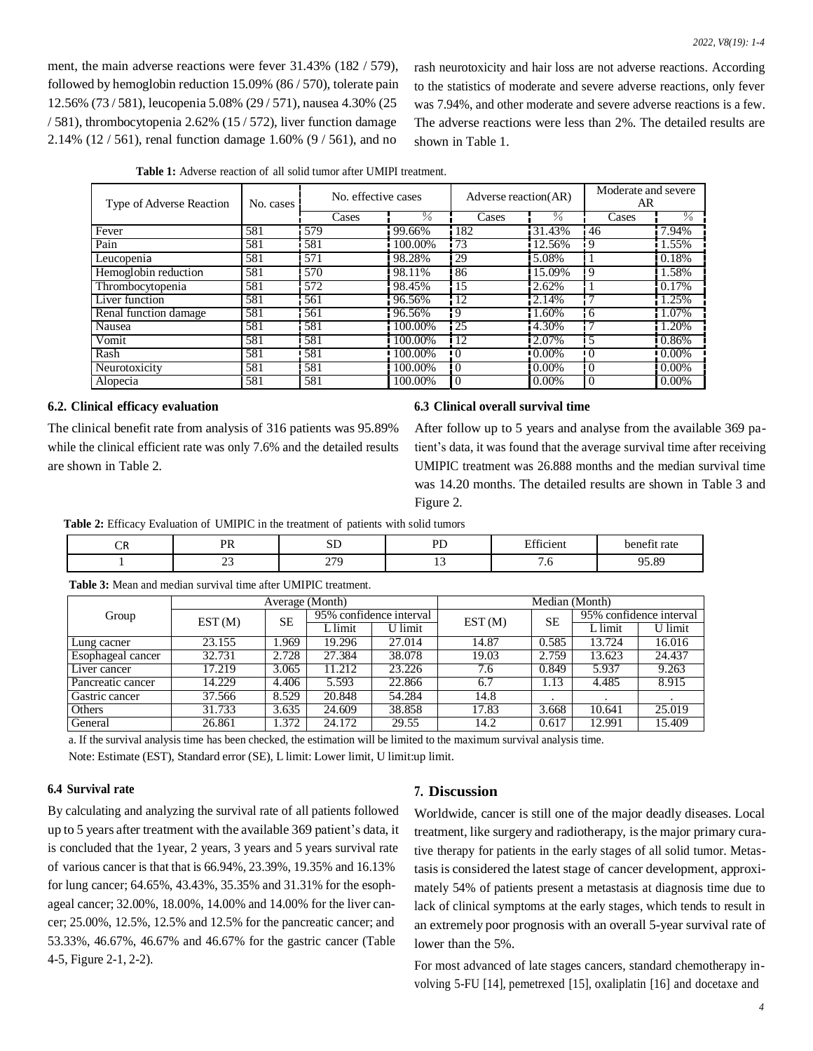ment, the main adverse reactions were fever 31.43% (182 / 579), followed by hemoglobin reduction 15.09% (86 / 570), tolerate pain 12.56% (73 / 581), leucopenia 5.08% (29 / 571), nausea 4.30% (25 / 581), thrombocytopenia 2.62% (15 / 572), liver function damage 2.14% (12 / 561), renal function damage 1.60% (9 / 561), and no rash neurotoxicity and hair loss are not adverse reactions. According to the statistics of moderate and severe adverse reactions, only fever was 7.94%, and other moderate and severe adverse reactions is a few. The adverse reactions were less than 2%. The detailed results are shown in Table 1.

**Table 1:** Adverse reaction of all solid tumor after UMIPI treatment.

| Type of Adverse Reaction | No. cases | No. effective cases | | Adverse reaction(AR) | | Moderate and severe AR | |
|---|---|---|---|---|---|---|---|
| | | Cases | % | Cases | % | Cases | % |
| Fever | 581 | 579 | 99.66% | 182 | 31.43% | 46 | 7.94% |
| Pain | 581 | 581 | 100.00% | 73 | 12.56% | 9 | 1.55% |
| Leucopenia | 581 | 571 | 98.28% | 29 | 5.08% | 1 | 0.18% |
| Hemoglobin reduction | 581 | 570 | 98.11% | 86 | 15.09% | 9 | 1.58% |
| Thrombocytopenia | 581 | 572 | 98.45% | 15 | 2.62% | 1 | 0.17% |
| Liver function | 581 | 561 | 96.56% | 12 | 2.14% | 7 | 1.25% |
| Renal function damage | 581 | 561 | 96.56% | 9 | 1.60% | 6 | 1.07% |
| Nausea | 581 | 581 | 100.00% | 25 | 4.30% | 7 | 1.20% |
| Vomit | 581 | 581 | 100.00% | 12 | 2.07% | 5 | 0.86% |
| Rash | 581 | 581 | 100.00% | 0 | 0.00% | 0 | 0.00% |
| Neurotoxicity | 581 | 581 | 100.00% | 0 | 0.00% | 0 | 0.00% |
| Alopecia | 581 | 581 | 100.00% | 0 | 0.00% | 0 | 0.00% |

### 6.2. Clinical efficacy evaluation

The clinical benefit rate from analysis of 316 patients was 95.89% while the clinical efficient rate was only 7.6% and the detailed results are shown in Table 2.

### 6.3 Clinical overall survival time

After follow up to 5 years and analyse from the available 369 patient's data, it was found that the average survival time after receiving UMIPIC treatment was 26.888 months and the median survival time was 14.20 months. The detailed results are shown in Table 3 and Figure 2.

**Table 2:** Efficacy Evaluation of UMIPIC in the treatment of patients with solid tumors

| CR | PR | SD | PD | Efficient | benefit rate |
|---|---|---|---|---|---|
| 1 | 23 | 279 | 13 | 7.6 | 95.89 |

**Table 3:** Mean and median survival time after UMIPIC treatment.

| Group | Average (Month) | | | | Median (Month) | | | |
|---|---|---|---|---|---|---|---|---|
| | EST (M) | SE | 95% confidence interval | | EST (M) | SE | 95% confidence interval | |
| | | | L limit | U limit | | | L limit | U limit |
| Lung cacner | 23.155 | 1.969 | 19.296 | 27.014 | 14.87 | 0.585 | 13.724 | 16.016 |
| Esophageal cancer | 32.731 | 2.728 | 27.384 | 38.078 | 19.03 | 2.759 | 13.623 | 24.437 |
| Liver cancer | 17.219 | 3.065 | 11.212 | 23.226 | 7.6 | 0.849 | 5.937 | 9.263 |
| Pancreatic cancer | 14.229 | 4.406 | 5.593 | 22.866 | 6.7 | 1.13 | 4.485 | 8.915 |
| Gastric cancer | 37.566 | 8.529 | 20.848 | 54.284 | 14.8 | . | . | . |
| Others | 31.733 | 3.635 | 24.609 | 38.858 | 17.83 | 3.668 | 10.641 | 25.019 |
| General | 26.861 | 1.372 | 24.172 | 29.55 | 14.2 | 0.617 | 12.991 | 15.409 |

a. If the survival analysis time has been checked, the estimation will be limited to the maximum survival analysis time.

Note: Estimate (EST), Standard error (SE), L limit: Lower limit, U limit:up limit.

### 6.4 Survival rate

By calculating and analyzing the survival rate of all patients followed up to 5 years after treatment with the available 369 patient's data, it is concluded that the 1year, 2 years, 3 years and 5 years survival rate of various cancer is that that is 66.94%, 23.39%, 19.35% and 16.13% for lung cancer; 64.65%, 43.43%, 35.35% and 31.31% for the esophageal cancer; 32.00%, 18.00%, 14.00% and 14.00% for the liver cancer; 25.00%, 12.5%, 12.5% and 12.5% for the pancreatic cancer; and 53.33%, 46.67%, 46.67% and 46.67% for the gastric cancer (Table 4-5, Figure 2-1, 2-2).

## 7. Discussion

Worldwide, cancer is still one of the major deadly diseases. Local treatment, like surgery and radiotherapy, is the major primary curative therapy for patients in the early stages of all solid tumor. Metastasis is considered the latest stage of cancer development, approximately 54% of patients present a metastasis at diagnosis time due to lack of clinical symptoms at the early stages, which tends to result in an extremely poor prognosis with an overall 5-year survival rate of lower than the 5%.

For most advanced of late stages cancers, standard chemotherapy involving 5-FU [14], pemetrexed [15], oxaliplatin [16] and docetaxe and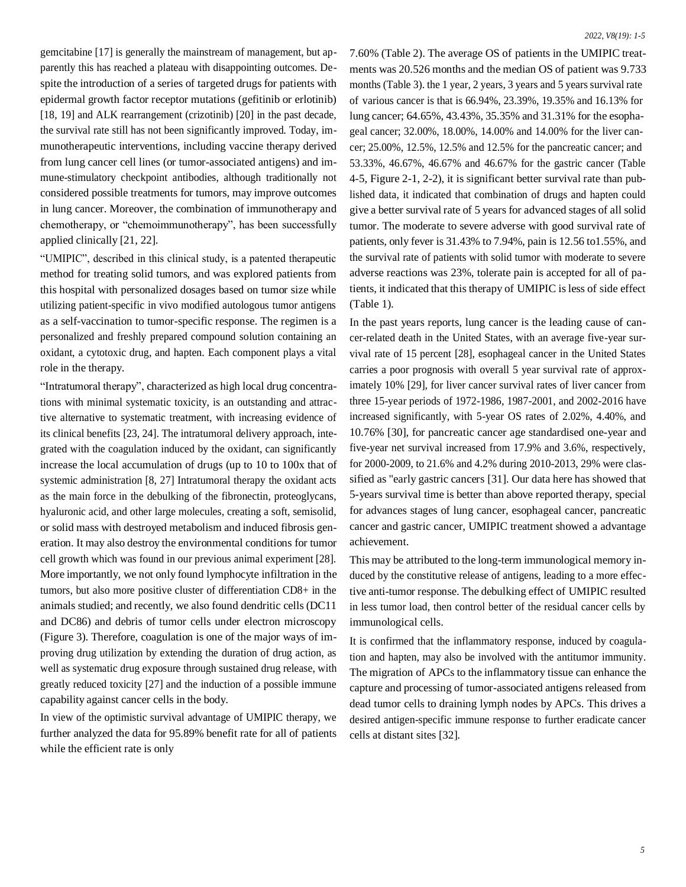gemcitabine [17] is generally the mainstream of management, but apparently this has reached a plateau with disappointing outcomes. Despite the introduction of a series of targeted drugs for patients with epidermal growth factor receptor mutations (gefitinib or erlotinib) [18, 19] and ALK rearrangement (crizotinib) [20] in the past decade, the survival rate still has not been significantly improved. Today, immunotherapeutic interventions, including vaccine therapy derived from lung cancer cell lines (or tumor-associated antigens) and immune-stimulatory checkpoint antibodies, although traditionally not considered possible treatments for tumors, may improve outcomes in lung cancer. Moreover, the combination of immunotherapy and chemotherapy, or "chemoimmunotherapy", has been successfully applied clinically [21, 22].

"UMIPIC", described in this clinical study, is a patented therapeutic method for treating solid tumors, and was explored patients from this hospital with personalized dosages based on tumor size while utilizing patient-specific in vivo modified autologous tumor antigens as a self-vaccination to tumor-specific response. The regimen is a personalized and freshly prepared compound solution containing an oxidant, a cytotoxic drug, and hapten. Each component plays a vital role in the therapy.

"Intratumoral therapy", characterized as high local drug concentrations with minimal systematic toxicity, is an outstanding and attractive alternative to systematic treatment, with increasing evidence of its clinical benefits [23, 24]. The intratumoral delivery approach, integrated with the coagulation induced by the oxidant, can significantly increase the local accumulation of drugs (up to 10 to 100x that of systemic administration [8, 27] Intratumoral therapy the oxidant acts as the main force in the debulking of the fibronectin, proteoglycans, hyaluronic acid, and other large molecules, creating a soft, semisolid, or solid mass with destroyed metabolism and induced fibrosis generation. It may also destroy the environmental conditions for tumor cell growth which was found in our previous animal experiment [28]. More importantly, we not only found lymphocyte infiltration in the tumors, but also more positive cluster of differentiation CD8+ in the animals studied; and recently, we also found dendritic cells (DC11 and DC86) and debris of tumor cells under electron microscopy (Figure 3). Therefore, coagulation is one of the major ways of improving drug utilization by extending the duration of drug action, as well as systematic drug exposure through sustained drug release, with greatly reduced toxicity [27] and the induction of a possible immune capability against cancer cells in the body.

In view of the optimistic survival advantage of UMIPIC therapy, we further analyzed the data for 95.89% benefit rate for all of patients while the efficient rate is only 7.60% (Table 2). The average OS of patients in the UMIPIC treatments was 20.526 months and the median OS of patient was 9.733 months (Table 3). the 1 year, 2 years, 3 years and 5 years survival rate of various cancer is that is 66.94%, 23.39%, 19.35% and 16.13% for lung cancer; 64.65%, 43.43%, 35.35% and 31.31% for the esophageal cancer; 32.00%, 18.00%, 14.00% and 14.00% for the liver cancer; 25.00%, 12.5%, 12.5% and 12.5% for the pancreatic cancer; and 53.33%, 46.67%, 46.67% and 46.67% for the gastric cancer (Table 4-5, Figure 2-1, 2-2), it is significant better survival rate than published data, it indicated that combination of drugs and hapten could give a better survival rate of 5 years for advanced stages of all solid tumor. The moderate to severe adverse with good survival rate of patients, only fever is 31.43% to 7.94%, pain is 12.56 to1.55%, and the survival rate of patients with solid tumor with moderate to severe adverse reactions was 23%, tolerate pain is accepted for all of patients, it indicated that this therapy of UMIPIC is less of side effect (Table 1).

In the past years reports, lung cancer is the leading cause of cancer-related death in the United States, with an average five-year survival rate of 15 percent [28], esophageal cancer in the United States carries a poor prognosis with overall 5 year survival rate of approximately 10% [29], for liver cancer survival rates of liver cancer from three 15-year periods of 1972-1986, 1987-2001, and 2002-2016 have increased significantly, with 5-year OS rates of 2.02%, 4.40%, and 10.76% [30], for pancreatic cancer age standardised one-year and five-year net survival increased from 17.9% and 3.6%, respectively, for 2000-2009, to 21.6% and 4.2% during 2010-2013, 29% were classified as "early gastric cancers [31]. Our data here has showed that 5-years survival time is better than above reported therapy, special for advances stages of lung cancer, esophageal cancer, pancreatic cancer and gastric cancer, UMIPIC treatment showed a advantage achievement.

This may be attributed to the long-term immunological memory induced by the constitutive release of antigens, leading to a more effective anti-tumor response. The debulking effect of UMIPIC resulted in less tumor load, then control better of the residual cancer cells by immunological cells.

It is confirmed that the inflammatory response, induced by coagulation and hapten, may also be involved with the antitumor immunity. The migration of APCs to the inflammatory tissue can enhance the capture and processing of tumor-associated antigens released from dead tumor cells to draining lymph nodes by APCs. This drives a desired antigen-specific immune response to further eradicate cancer cells at distant sites [32].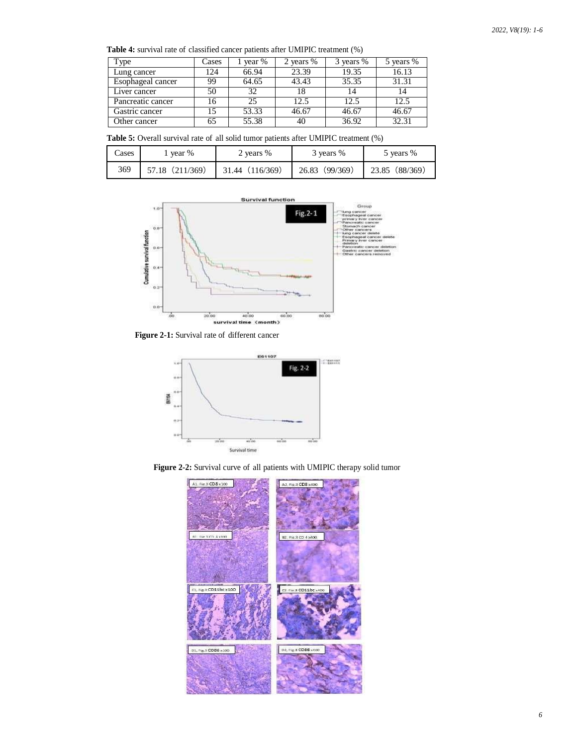**Table 4:** survival rate of classified cancer patients after UMIPIC treatment (%)

| Type | Cases | 1 year % | 2 years % | 3 years % | 5 years % |
|---|---|---|---|---|---|
| Lung cancer | 124 | 66.94 | 23.39 | 19.35 | 16.13 |
| Esophageal cancer | 99 | 64.65 | 43.43 | 35.35 | 31.31 |
| Liver cancer | 50 | 32 | 18 | 14 | 14 |
| Pancreatic cancer | 16 | 25 | 12.5 | 12.5 | 12.5 |
| Gastric cancer | 15 | 53.33 | 46.67 | 46.67 | 46.67 |
| Other cancer | 65 | 55.38 | 40 | 36.92 | 32.31 |

**Table 5:** Overall survival rate of all solid tumor patients after UMIPIC treatment (%)

| Cases | 1 year % | 2 years % | 3 years % | 5 years % |
|---|---|---|---|---|
| 369 | 57.18（211/369） | 31.44（116/369） | 26.83（99/369） | 23.85（88/369） |

**Figure 2-1:** Survival rate of different cancer

**Figure 2-2:** Survival curve of all patients with UMIPIC therapy solid tumor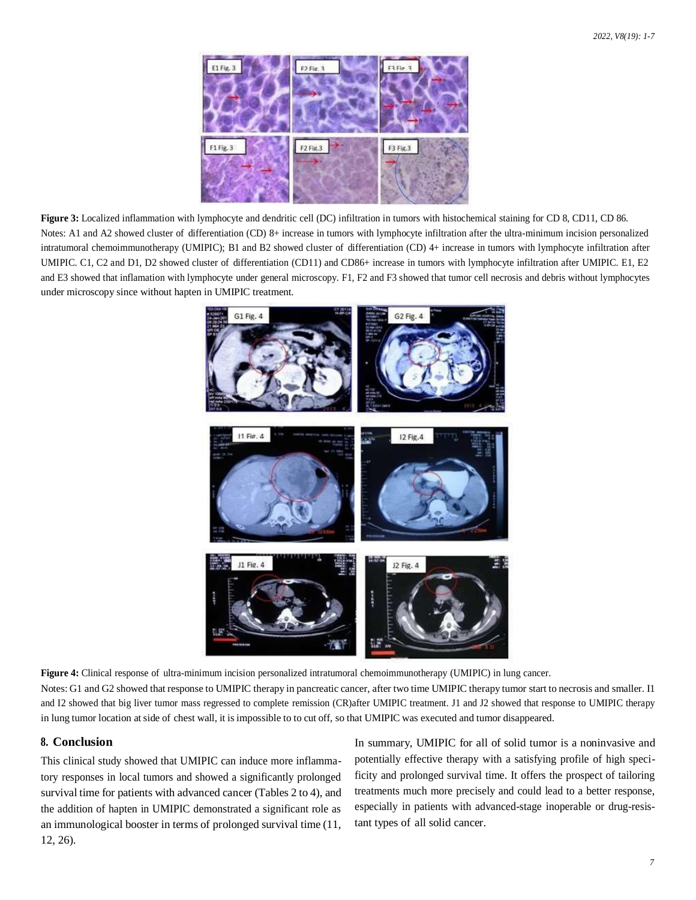**Figure 3:** Localized inflammation with lymphocyte and dendritic cell (DC) infiltration in tumors with histochemical staining for CD 8, CD11, CD 86.
Notes: A1 and A2 showed cluster of differentiation (CD) 8+ increase in tumors with lymphocyte infiltration after the ultra-minimum incision personalized intratumoral chemoimmunotherapy (UMIPIC); B1 and B2 showed cluster of differentiation (CD) 4+ increase in tumors with lymphocyte infiltration after UMIPIC. C1, C2 and D1, D2 showed cluster of differentiation (CD11) and CD86+ increase in tumors with lymphocyte infiltration after UMIPIC. E1, E2 and E3 showed that inflamation with lymphocyte under general microscopy. F1, F2 and F3 showed that tumor cell necrosis and debris without lymphocytes under microscopy since without hapten in UMIPIC treatment.

**Figure 4:** Clinical response of ultra-minimum incision personalized intratumoral chemoimmunotherapy (UMIPIC) in lung cancer.
Notes: G1 and G2 showed that response to UMIPIC therapy in pancreatic cancer, after two time UMIPIC therapy tumor start to necrosis and smaller. I1 and I2 showed that big liver tumor mass regressed to complete remission (CR)after UMIPIC treatment. J1 and J2 showed that response to UMIPIC therapy in lung tumor location at side of chest wall, it is impossible to to cut off, so that UMIPIC was executed and tumor disappeared.

## 8. Conclusion

This clinical study showed that UMIPIC can induce more inflammatory responses in local tumors and showed a significantly prolonged survival time for patients with advanced cancer (Tables 2 to 4), and the addition of hapten in UMIPIC demonstrated a significant role as an immunological booster in terms of prolonged survival time (11, 12, 26).

In summary, UMIPIC for all of solid tumor is a noninvasive and potentially effective therapy with a satisfying profile of high specificity and prolonged survival time. It offers the prospect of tailoring treatments much more precisely and could lead to a better response, especially in patients with advanced-stage inoperable or drug-resistant types of all solid cancer.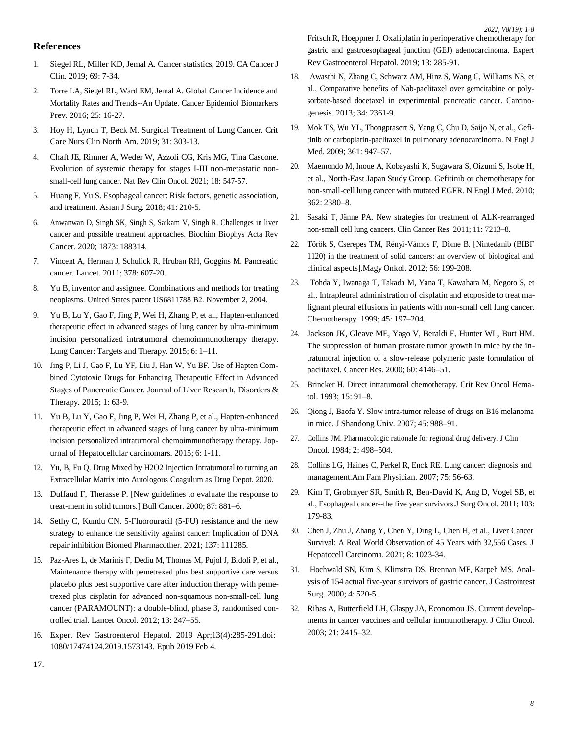## References

1. Siegel RL, Miller KD, Jemal A. Cancer statistics, 2019. CA Cancer J Clin. 2019; 69: 7-34.
2. Torre LA, Siegel RL, Ward EM, Jemal A. Global Cancer Incidence and Mortality Rates and Trends--An Update. Cancer Epidemiol Biomarkers Prev. 2016; 25: 16-27.
3. Hoy H, Lynch T, Beck M. Surgical Treatment of Lung Cancer. Crit Care Nurs Clin North Am. 2019; 31: 303-13.
4. Chaft JE, Rimner A, Weder W, Azzoli CG, Kris MG, Tina Cascone. Evolution of systemic therapy for stages I-III non-metastatic non-small-cell lung cancer. Nat Rev Clin Oncol. 2021; 18: 547-57.
5. Huang F, Yu S. Esophageal cancer: Risk factors, genetic association, and treatment. Asian J Surg. 2018; 41: 210-5.
6. Anwanwan D, Singh SK, Singh S, Saikam V, Singh R. Challenges in liver cancer and possible treatment approaches. Biochim Biophys Acta Rev Cancer. 2020; 1873: 188314.
7. Vincent A, Herman J, Schulick R, Hruban RH, Goggins M. Pancreatic cancer. Lancet. 2011; 378: 607-20.
8. Yu B, inventor and assignee. Combinations and methods for treating neoplasms. United States patent US6811788 B2. November 2, 2004.
9. Yu B, Lu Y, Gao F, Jing P, Wei H, Zhang P, et al., Hapten-enhanced therapeutic effect in advanced stages of lung cancer by ultra-minimum incision personalized intratumoral chemoimmunotherapy therapy. Lung Cancer: Targets and Therapy. 2015; 6: 1–11.
10. Jing P, Li J, Gao F, Lu YF, Liu J, Han W, Yu BF. Use of Hapten Combined Cytotoxic Drugs for Enhancing Therapeutic Effect in Advanced Stages of Pancreatic Cancer. Journal of Liver Research, Disorders & Therapy. 2015; 1: 63-9.
11. Yu B, Lu Y, Gao F, Jing P, Wei H, Zhang P, et al., Hapten-enhanced therapeutic effect in advanced stages of lung cancer by ultra-minimum incision personalized intratumoral chemoimmunotherapy therapy. Jopurnal of Hepatocellular carcinomars. 2015; 6: 1-11.
12. Yu, B, Fu Q. Drug Mixed by H2O2 Injection Intratumoral to turning an Extracellular Matrix into Autologous Coagulum as Drug Depot. 2020.
13. Duffaud F, Therasse P. [New guidelines to evaluate the response to treat-ment in solid tumors.] Bull Cancer. 2000; 87: 881–6.
14. Sethy C, Kundu CN. 5-Fluorouracil (5-FU) resistance and the new strategy to enhance the sensitivity against cancer: Implication of DNA repair inhibition Biomed Pharmacother. 2021; 137: 111285.
15. Paz-Ares L, de Marinis F, Dediu M, Thomas M, Pujol J, Bidoli P, et al., Maintenance therapy with pemetrexed plus best supportive care versus placebo plus best supportive care after induction therapy with pemetrexed plus cisplatin for advanced non-squamous non-small-cell lung cancer (PARAMOUNT): a double-blind, phase 3, randomised controlled trial. Lancet Oncol. 2012; 13: 247–55.
16. Expert Rev Gastroenterol Hepatol. 2019 Apr;13(4):285-291.doi: 1080/17474124.2019.1573143. Epub 2019 Feb 4.
17. Fritsch R, Hoeppner J. Oxaliplatin in perioperative chemotherapy for gastric and gastroesophageal junction (GEJ) adenocarcinoma. Expert Rev Gastroenterol Hepatol. 2019; 13: 285-91.
18. Awasthi N, Zhang C, Schwarz AM, Hinz S, Wang C, Williams NS, et al., Comparative benefits of Nab-paclitaxel over gemcitabine or polysorbate-based docetaxel in experimental pancreatic cancer. Carcinogenesis. 2013; 34: 2361-9.
19. Mok TS, Wu YL, Thongprasert S, Yang C, Chu D, Saijo N, et al., Gefitinib or carboplatin-paclitaxel in pulmonary adenocarcinoma. N Engl J Med. 2009; 361: 947–57.
20. Maemondo M, Inoue A, Kobayashi K, Sugawara S, Oizumi S, Isobe H, et al., North-East Japan Study Group. Gefitinib or chemotherapy for non-small-cell lung cancer with mutated EGFR. N Engl J Med. 2010; 362: 2380–8.
21. Sasaki T, Jänne PA. New strategies for treatment of ALK-rearranged non-small cell lung cancers. Clin Cancer Res. 2011; 11: 7213–8.
22. Török S, Cserepes TM, Rényi-Vámos F, Döme B. [Nintedanib (BIBF 1120) in the treatment of solid cancers: an overview of biological and clinical aspects].Magy Onkol. 2012; 56: 199-208.
23. Tohda Y, Iwanaga T, Takada M, Yana T, Kawahara M, Negoro S, et al., Intrapleural administration of cisplatin and etoposide to treat malignant pleural effusions in patients with non-small cell lung cancer. Chemotherapy. 1999; 45: 197–204.
24. Jackson JK, Gleave ME, Yago V, Beraldi E, Hunter WL, Burt HM. The suppression of human prostate tumor growth in mice by the intratumoral injection of a slow-release polymeric paste formulation of paclitaxel. Cancer Res. 2000; 60: 4146–51.
25. Brincker H. Direct intratumoral chemotherapy. Crit Rev Oncol Hematol. 1993; 15: 91–8.
26. Qiong J, Baofa Y. Slow intra-tumor release of drugs on B16 melanoma in mice. J Shandong Univ. 2007; 45: 988–91.
27. Collins JM. Pharmacologic rationale for regional drug delivery. J Clin Oncol. 1984; 2: 498–504.
28. Collins LG, Haines C, Perkel R, Enck RE. Lung cancer: diagnosis and management.Am Fam Physician. 2007; 75: 56-63.
29. Kim T, Grobmyer SR, Smith R, Ben-David K, Ang D, Vogel SB, et al., Esophageal cancer--the five year survivors.J Surg Oncol. 2011; 103: 179-83.
30. Chen J, Zhu J, Zhang Y, Chen Y, Ding L, Chen H, et al., Liver Cancer Survival: A Real World Observation of 45 Years with 32,556 Cases. J Hepatocell Carcinoma. 2021; 8: 1023-34.
31. Hochwald SN, Kim S, Klimstra DS, Brennan MF, Karpeh MS. Analysis of 154 actual five-year survivors of gastric cancer. J Gastrointest Surg. 2000; 4: 520-5.
32. Ribas A, Butterfield LH, Glaspy JA, Economou JS. Current developments in cancer vaccines and cellular immunotherapy. J Clin Oncol. 2003; 21: 2415–32.